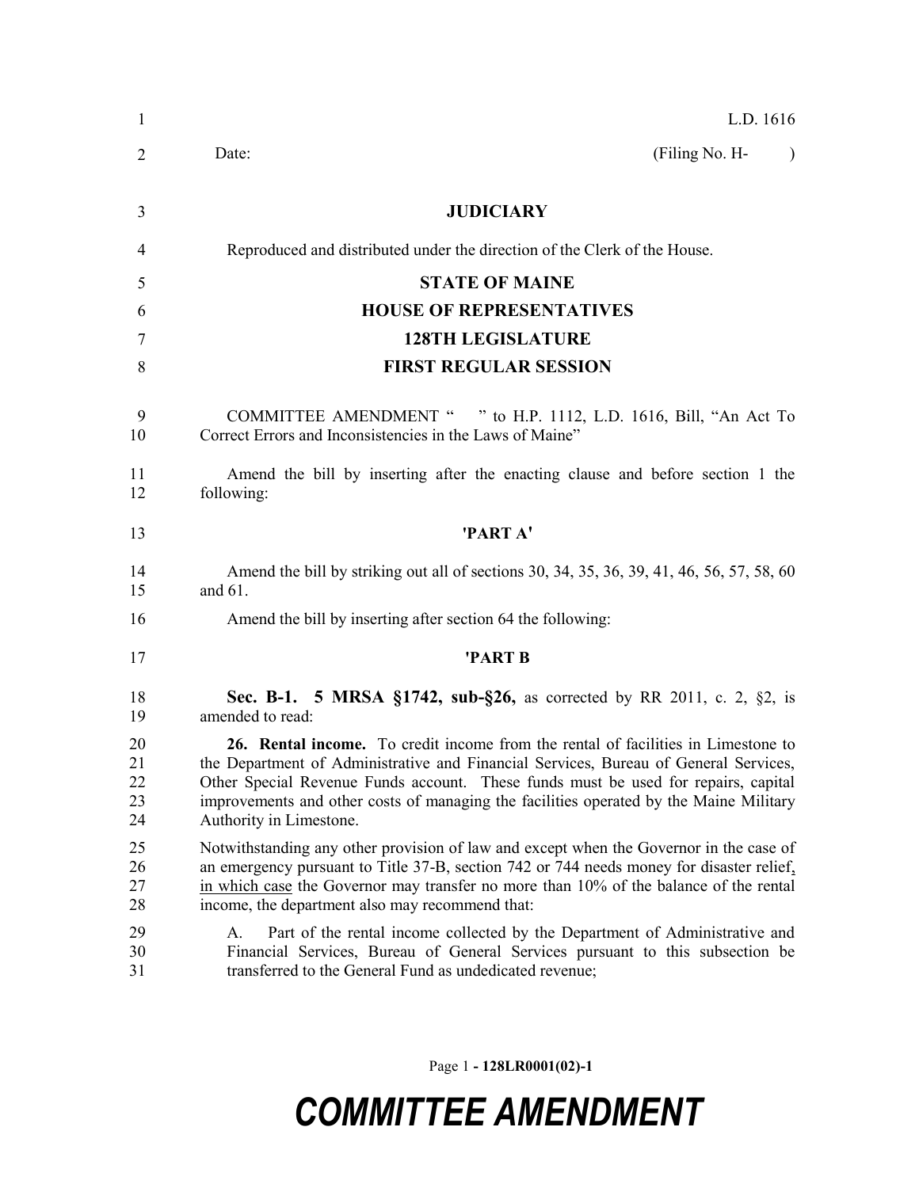L.D. 1616

Date: (Filing No. H- )

**JUDICIARY**

Reproduced and distributed under the direction of the Clerk of the House.

**STATE OF MAINE**

**HOUSE OF REPRESENTATIVES**

**128TH LEGISLATURE**

**FIRST REGULAR SESSION**

COMMITTEE AMENDMENT " " to H.P. 1112, L.D. 1616, Bill, "An Act To Correct Errors and Inconsistencies in the Laws of Maine"

Amend the bill by inserting after the enacting clause and before section 1 the following:

**'PART A'**

Amend the bill by striking out all of sections 30, 34, 35, 36, 39, 41, 46, 56, 57, 58, 60 and 61.

Amend the bill by inserting after section 64 the following:

**'PART B**

**Sec. B-1. 5 MRSA §1742, sub-§26,** as corrected by RR 2011, c. 2, §2, is amended to read:

**26. Rental income.** To credit income from the rental of facilities in Limestone to the Department of Administrative and Financial Services, Bureau of General Services, Other Special Revenue Funds account. These funds must be used for repairs, capital improvements and other costs of managing the facilities operated by the Maine Military Authority in Limestone.

Notwithstanding any other provision of law and except when the Governor in the case of an emergency pursuant to Title 37-B, section 742 or 744 needs money for disaster relief, in which case the Governor may transfer no more than 10% of the balance of the rental income, the department also may recommend that:

A. Part of the rental income collected by the Department of Administrative and Financial Services, Bureau of General Services pursuant to this subsection be transferred to the General Fund as undedicated revenue;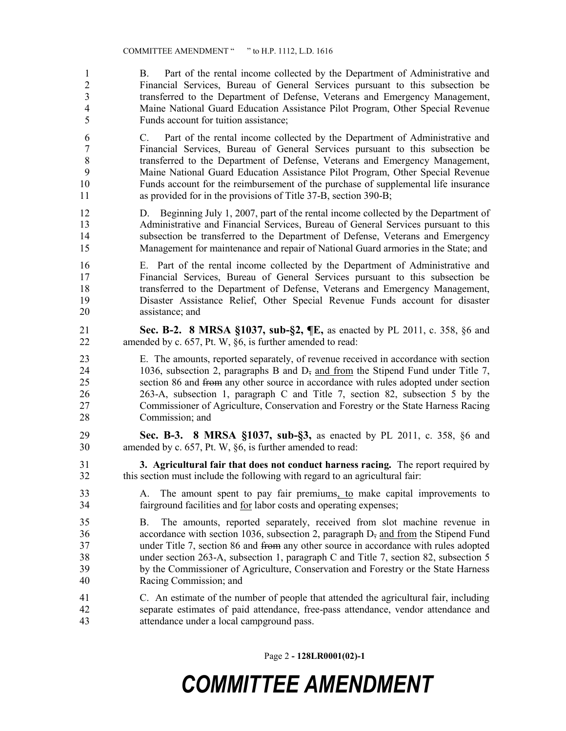B. Part of the rental income collected by the Department of Administrative and Financial Services, Bureau of General Services pursuant to this subsection be transferred to the Department of Defense, Veterans and Emergency Management, Maine National Guard Education Assistance Pilot Program, Other Special Revenue Funds account for tuition assistance;

C. Part of the rental income collected by the Department of Administrative and Financial Services, Bureau of General Services pursuant to this subsection be transferred to the Department of Defense, Veterans and Emergency Management, Maine National Guard Education Assistance Pilot Program, Other Special Revenue Funds account for the reimbursement of the purchase of supplemental life insurance as provided for in the provisions of Title 37-B, section 390-B;

D. Beginning July 1, 2007, part of the rental income collected by the Department of Administrative and Financial Services, Bureau of General Services pursuant to this subsection be transferred to the Department of Defense, Veterans and Emergency Management for maintenance and repair of National Guard armories in the State; and

E. Part of the rental income collected by the Department of Administrative and Financial Services, Bureau of General Services pursuant to this subsection be transferred to the Department of Defense, Veterans and Emergency Management, Disaster Assistance Relief, Other Special Revenue Funds account for disaster assistance; and

**Sec. B-2. 8 MRSA §1037, sub-§2, ¶E,** as enacted by PL 2011, c. 358, §6 and amended by c. 657, Pt. W, §6, is further amended to read:

E. The amounts, reported separately, of revenue received in accordance with section 1036, subsection 2, paragraphs B and D~~,~~ and from the Stipend Fund under Title 7, section 86 and ~~from~~ any other source in accordance with rules adopted under section 263-A, subsection 1, paragraph C and Title 7, section 82, subsection 5 by the Commissioner of Agriculture, Conservation and Forestry or the State Harness Racing Commission; and

**Sec. B-3. 8 MRSA §1037, sub-§3,** as enacted by PL 2011, c. 358, §6 and amended by c. 657, Pt. W, §6, is further amended to read:

**3. Agricultural fair that does not conduct harness racing.** The report required by this section must include the following with regard to an agricultural fair:

A. The amount spent to pay fair premiums, to make capital improvements to fairground facilities and for labor costs and operating expenses;

B. The amounts, reported separately, received from slot machine revenue in accordance with section 1036, subsection 2, paragraph D~~,~~ and from the Stipend Fund under Title 7, section 86 and ~~from~~ any other source in accordance with rules adopted under section 263-A, subsection 1, paragraph C and Title 7, section 82, subsection 5 by the Commissioner of Agriculture, Conservation and Forestry or the State Harness Racing Commission; and

C. An estimate of the number of people that attended the agricultural fair, including separate estimates of paid attendance, free-pass attendance, vendor attendance and attendance under a local campground pass.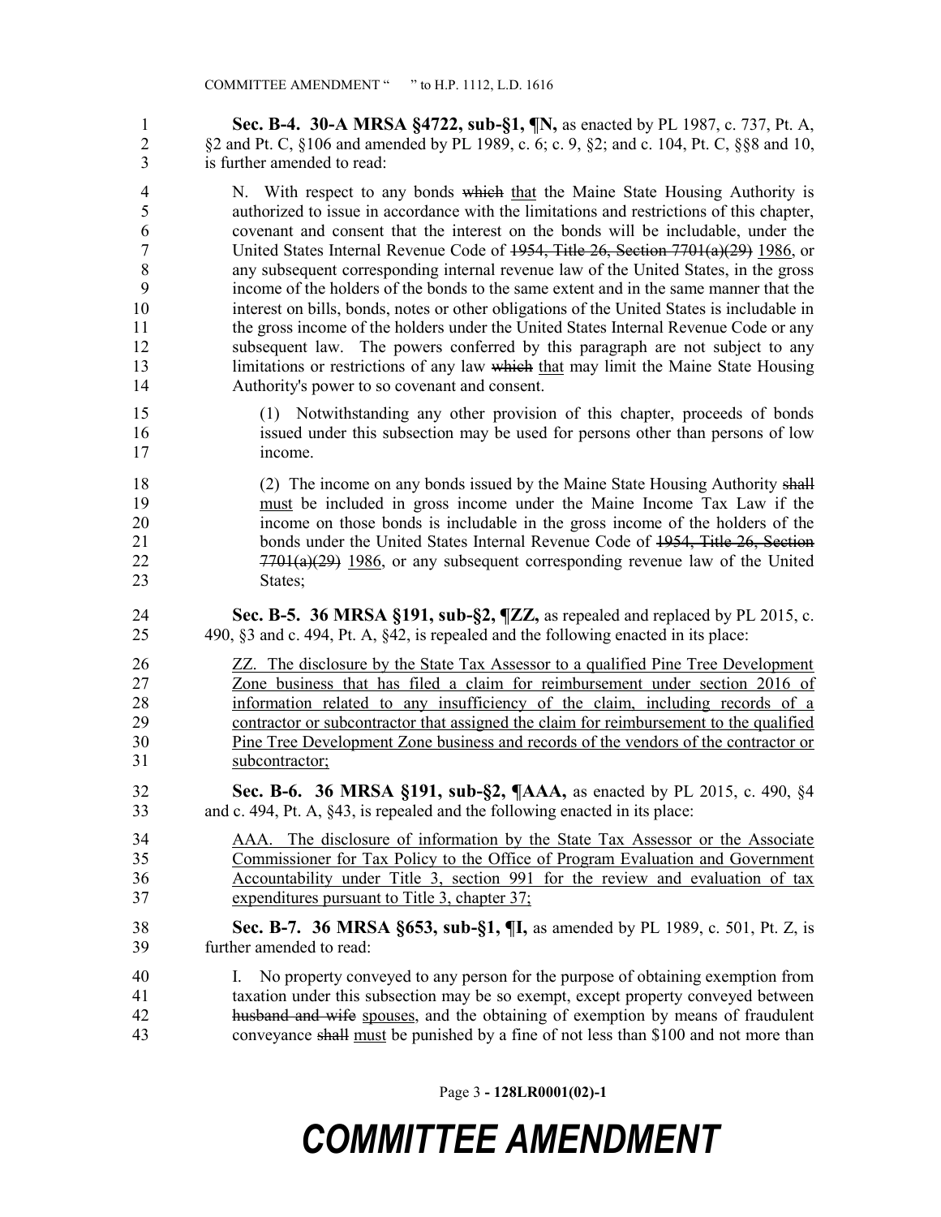**Sec. B-4. 30-A MRSA §4722, sub-§1, ¶N,** as enacted by PL 1987, c. 737, Pt. A, §2 and Pt. C, §106 and amended by PL 1989, c. 6; c. 9, §2; and c. 104, Pt. C, §§8 and 10, is further amended to read:

N. With respect to any bonds ~~which~~ that the Maine State Housing Authority is authorized to issue in accordance with the limitations and restrictions of this chapter, covenant and consent that the interest on the bonds will be includable, under the United States Internal Revenue Code of ~~1954, Title 26, Section 7701(a)(29)~~ 1986, or any subsequent corresponding internal revenue law of the United States, in the gross income of the holders of the bonds to the same extent and in the same manner that the interest on bills, bonds, notes or other obligations of the United States is includable in the gross income of the holders under the United States Internal Revenue Code or any subsequent law. The powers conferred by this paragraph are not subject to any limitations or restrictions of any law ~~which~~ that may limit the Maine State Housing Authority's power to so covenant and consent.

(1) Notwithstanding any other provision of this chapter, proceeds of bonds issued under this subsection may be used for persons other than persons of low income.

(2) The income on any bonds issued by the Maine State Housing Authority ~~shall~~ must be included in gross income under the Maine Income Tax Law if the income on those bonds is includable in the gross income of the holders of the bonds under the United States Internal Revenue Code of ~~1954, Title 26, Section 7701(a)(29)~~ 1986, or any subsequent corresponding revenue law of the United States;

**Sec. B-5. 36 MRSA §191, sub-§2, ¶ZZ,** as repealed and replaced by PL 2015, c. 490, §3 and c. 494, Pt. A, §42, is repealed and the following enacted in its place:

ZZ. The disclosure by the State Tax Assessor to a qualified Pine Tree Development Zone business that has filed a claim for reimbursement under section 2016 of information related to any insufficiency of the claim, including records of a contractor or subcontractor that assigned the claim for reimbursement to the qualified Pine Tree Development Zone business and records of the vendors of the contractor or subcontractor;

**Sec. B-6. 36 MRSA §191, sub-§2, ¶AAA,** as enacted by PL 2015, c. 490, §4 and c. 494, Pt. A, §43, is repealed and the following enacted in its place:

AAA. The disclosure of information by the State Tax Assessor or the Associate Commissioner for Tax Policy to the Office of Program Evaluation and Government Accountability under Title 3, section 991 for the review and evaluation of tax expenditures pursuant to Title 3, chapter 37;

**Sec. B-7. 36 MRSA §653, sub-§1, ¶I,** as amended by PL 1989, c. 501, Pt. Z, is further amended to read:

I. No property conveyed to any person for the purpose of obtaining exemption from taxation under this subsection may be so exempt, except property conveyed between ~~husband and wife~~ spouses, and the obtaining of exemption by means of fraudulent conveyance ~~shall~~ must be punished by a fine of not less than $100 and not more than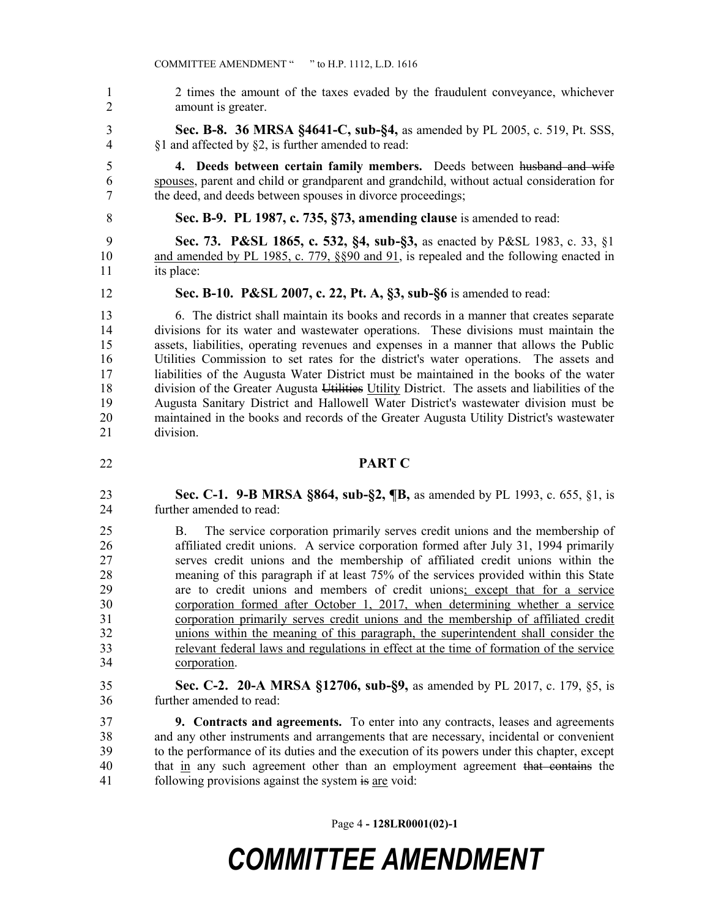2 times the amount of the taxes evaded by the fraudulent conveyance, whichever amount is greater.

**Sec. B-8. 36 MRSA §4641-C, sub-§4,** as amended by PL 2005, c. 519, Pt. SSS, §1 and affected by §2, is further amended to read:

**4. Deeds between certain family members.** Deeds between ~~husband and wife~~ spouses, parent and child or grandparent and grandchild, without actual consideration for the deed, and deeds between spouses in divorce proceedings;

**Sec. B-9. PL 1987, c. 735, §73, amending clause** is amended to read:

**Sec. 73. P&SL 1865, c. 532, §4, sub-§3,** as enacted by P&SL 1983, c. 33, §1 and amended by PL 1985, c. 779, §§90 and 91, is repealed and the following enacted in its place:

**Sec. B-10. P&SL 2007, c. 22, Pt. A, §3, sub-§6** is amended to read:

6. The district shall maintain its books and records in a manner that creates separate divisions for its water and wastewater operations. These divisions must maintain the assets, liabilities, operating revenues and expenses in a manner that allows the Public Utilities Commission to set rates for the district's water operations. The assets and liabilities of the Augusta Water District must be maintained in the books of the water division of the Greater Augusta ~~Utilities~~ Utility District. The assets and liabilities of the Augusta Sanitary District and Hallowell Water District's wastewater division must be maintained in the books and records of the Greater Augusta Utility District's wastewater division.

## PART C

**Sec. C-1. 9-B MRSA §864, sub-§2, ¶B,** as amended by PL 1993, c. 655, §1, is further amended to read:

B. The service corporation primarily serves credit unions and the membership of affiliated credit unions. A service corporation formed after July 31, 1994 primarily serves credit unions and the membership of affiliated credit unions within the meaning of this paragraph if at least 75% of the services provided within this State are to credit unions and members of credit unions; except that for a service corporation formed after October 1, 2017, when determining whether a service corporation primarily serves credit unions and the membership of affiliated credit unions within the meaning of this paragraph, the superintendent shall consider the relevant federal laws and regulations in effect at the time of formation of the service corporation.

**Sec. C-2. 20-A MRSA §12706, sub-§9,** as amended by PL 2017, c. 179, §5, is further amended to read:

**9. Contracts and agreements.** To enter into any contracts, leases and agreements and any other instruments and arrangements that are necessary, incidental or convenient to the performance of its duties and the execution of its powers under this chapter, except that in any such agreement other than an employment agreement ~~that contains~~ the following provisions against the system ~~is~~ are void: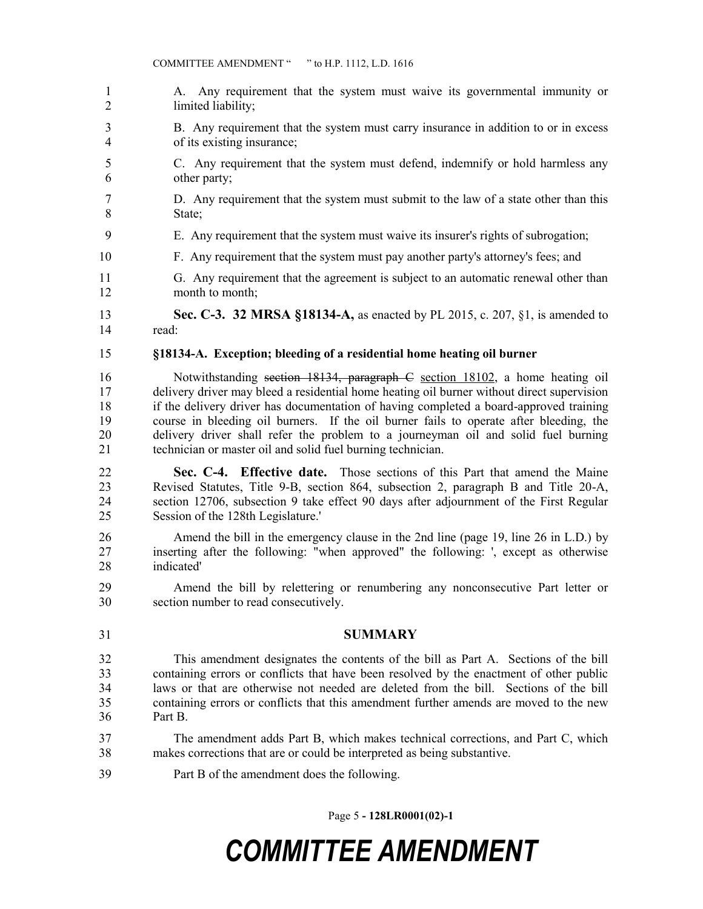A. Any requirement that the system must waive its governmental immunity or limited liability;

B. Any requirement that the system must carry insurance in addition to or in excess of its existing insurance;

C. Any requirement that the system must defend, indemnify or hold harmless any other party;

D. Any requirement that the system must submit to the law of a state other than this State;

E. Any requirement that the system must waive its insurer's rights of subrogation;

F. Any requirement that the system must pay another party's attorney's fees; and

G. Any requirement that the agreement is subject to an automatic renewal other than month to month;

**Sec. C-3. 32 MRSA §18134-A,** as enacted by PL 2015, c. 207, §1, is amended to read:

**§18134-A. Exception; bleeding of a residential home heating oil burner**

Notwithstanding ~~section 18134, paragraph C~~ section 18102, a home heating oil delivery driver may bleed a residential home heating oil burner without direct supervision if the delivery driver has documentation of having completed a board-approved training course in bleeding oil burners. If the oil burner fails to operate after bleeding, the delivery driver shall refer the problem to a journeyman oil and solid fuel burning technician or master oil and solid fuel burning technician.

**Sec. C-4. Effective date.** Those sections of this Part that amend the Maine Revised Statutes, Title 9-B, section 864, subsection 2, paragraph B and Title 20-A, section 12706, subsection 9 take effect 90 days after adjournment of the First Regular Session of the 128th Legislature.'

Amend the bill in the emergency clause in the 2nd line (page 19, line 26 in L.D.) by inserting after the following: "when approved" the following: ', except as otherwise indicated'

Amend the bill by relettering or renumbering any nonconsecutive Part letter or section number to read consecutively.

## SUMMARY

This amendment designates the contents of the bill as Part A. Sections of the bill containing errors or conflicts that have been resolved by the enactment of other public laws or that are otherwise not needed are deleted from the bill. Sections of the bill containing errors or conflicts that this amendment further amends are moved to the new Part B.

The amendment adds Part B, which makes technical corrections, and Part C, which makes corrections that are or could be interpreted as being substantive.

Part B of the amendment does the following.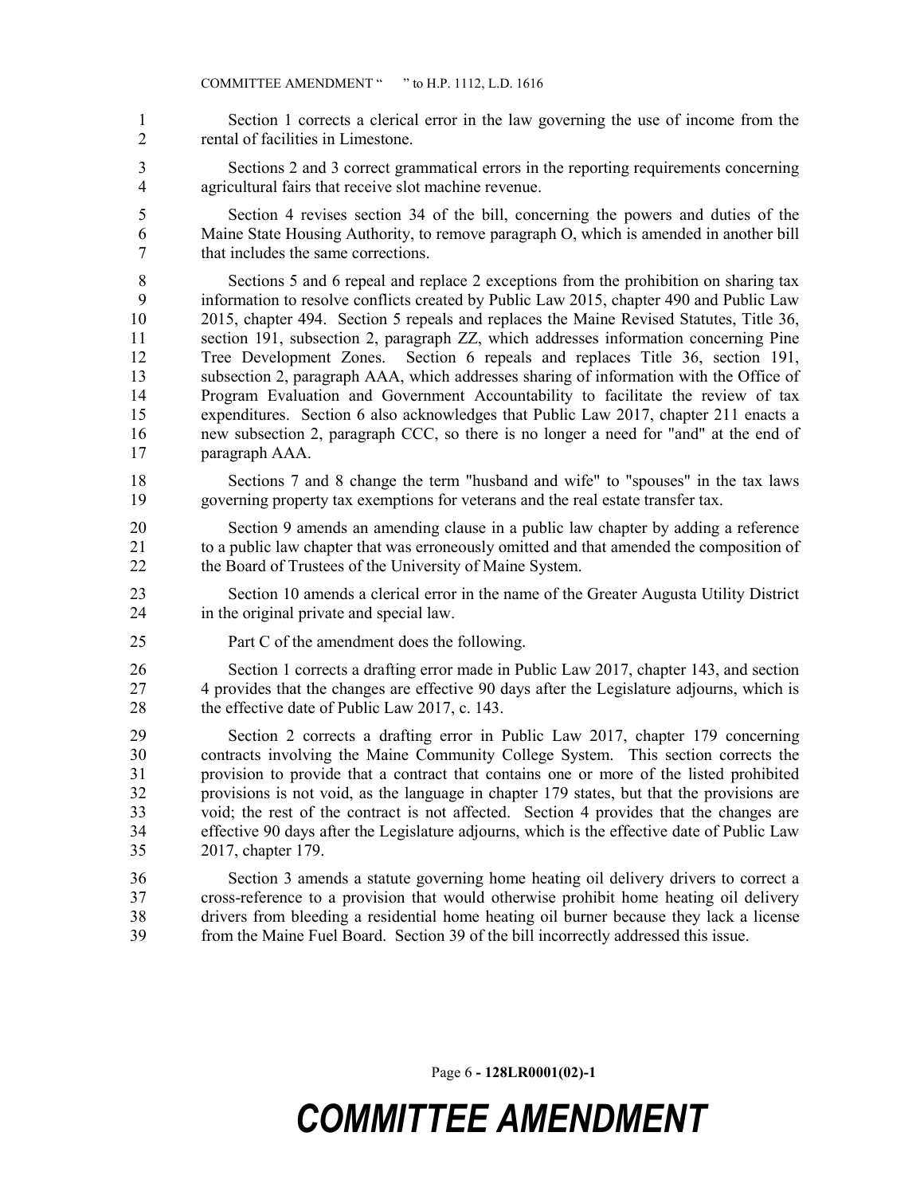Section 1 corrects a clerical error in the law governing the use of income from the rental of facilities in Limestone.

Sections 2 and 3 correct grammatical errors in the reporting requirements concerning agricultural fairs that receive slot machine revenue.

Section 4 revises section 34 of the bill, concerning the powers and duties of the Maine State Housing Authority, to remove paragraph O, which is amended in another bill that includes the same corrections.

Sections 5 and 6 repeal and replace 2 exceptions from the prohibition on sharing tax information to resolve conflicts created by Public Law 2015, chapter 490 and Public Law 2015, chapter 494. Section 5 repeals and replaces the Maine Revised Statutes, Title 36, section 191, subsection 2, paragraph ZZ, which addresses information concerning Pine Tree Development Zones. Section 6 repeals and replaces Title 36, section 191, subsection 2, paragraph AAA, which addresses sharing of information with the Office of Program Evaluation and Government Accountability to facilitate the review of tax expenditures. Section 6 also acknowledges that Public Law 2017, chapter 211 enacts a new subsection 2, paragraph CCC, so there is no longer a need for "and" at the end of paragraph AAA.

Sections 7 and 8 change the term "husband and wife" to "spouses" in the tax laws governing property tax exemptions for veterans and the real estate transfer tax.

Section 9 amends an amending clause in a public law chapter by adding a reference to a public law chapter that was erroneously omitted and that amended the composition of the Board of Trustees of the University of Maine System.

Section 10 amends a clerical error in the name of the Greater Augusta Utility District in the original private and special law.

Part C of the amendment does the following.

Section 1 corrects a drafting error made in Public Law 2017, chapter 143, and section 4 provides that the changes are effective 90 days after the Legislature adjourns, which is the effective date of Public Law 2017, c. 143.

Section 2 corrects a drafting error in Public Law 2017, chapter 179 concerning contracts involving the Maine Community College System. This section corrects the provision to provide that a contract that contains one or more of the listed prohibited provisions is not void, as the language in chapter 179 states, but that the provisions are void; the rest of the contract is not affected. Section 4 provides that the changes are effective 90 days after the Legislature adjourns, which is the effective date of Public Law 2017, chapter 179.

Section 3 amends a statute governing home heating oil delivery drivers to correct a cross-reference to a provision that would otherwise prohibit home heating oil delivery drivers from bleeding a residential home heating oil burner because they lack a license from the Maine Fuel Board. Section 39 of the bill incorrectly addressed this issue.